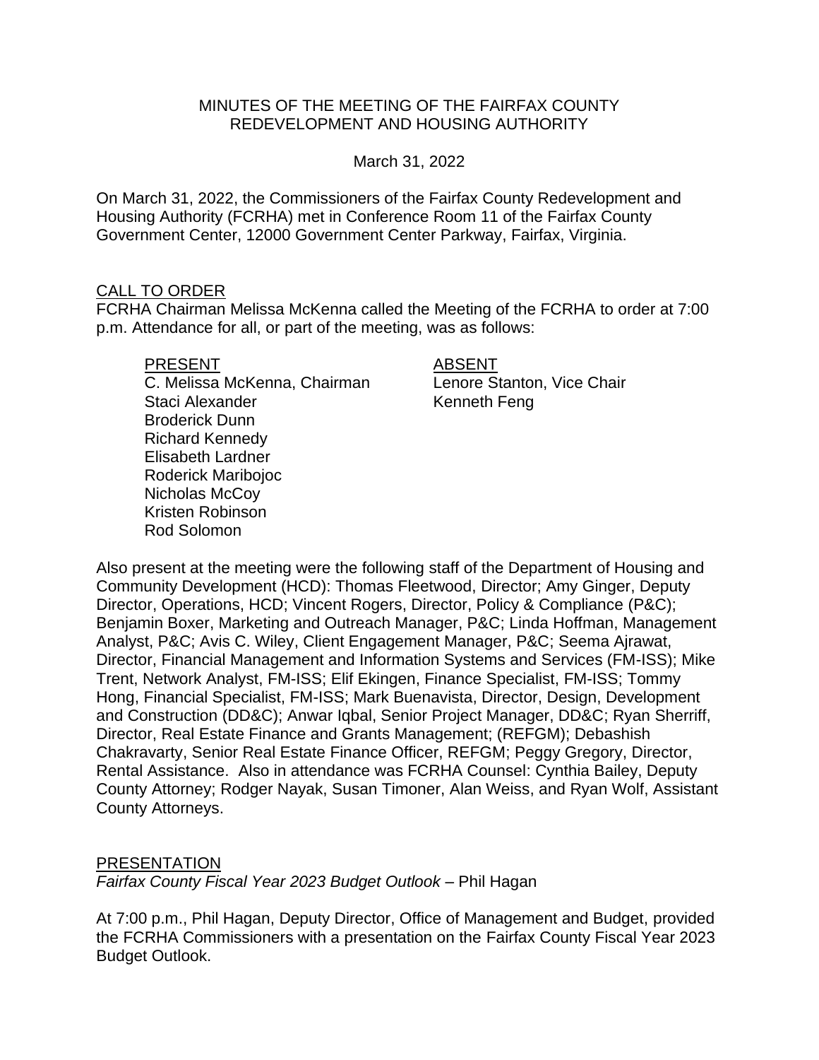MINUTES OF THE MEETING OF THE FAIRFAX COUNTY REDEVELOPMENT AND HOUSING AUTHORITY

March 31, 2022

On March 31, 2022, the Commissioners of the Fairfax County Redevelopment and Housing Authority (FCRHA) met in Conference Room 11 of the Fairfax County Government Center, 12000 Government Center Parkway, Fairfax, Virginia.

## CALL TO ORDER

FCRHA Chairman Melissa McKenna called the Meeting of the FCRHA to order at 7:00 p.m. Attendance for all, or part of the meeting, was as follows:

| PRESENT | ABSENT |
|---|---|
| C. Melissa McKenna, Chairman | Lenore Stanton, Vice Chair |
| Staci Alexander | Kenneth Feng |
| Broderick Dunn | |
| Richard Kennedy | |
| Elisabeth Lardner | |
| Roderick Maribojoc | |
| Nicholas McCoy | |
| Kristen Robinson | |
| Rod Solomon | |

Also present at the meeting were the following staff of the Department of Housing and Community Development (HCD): Thomas Fleetwood, Director; Amy Ginger, Deputy Director, Operations, HCD; Vincent Rogers, Director, Policy & Compliance (P&C); Benjamin Boxer, Marketing and Outreach Manager, P&C; Linda Hoffman, Management Analyst, P&C; Avis C. Wiley, Client Engagement Manager, P&C; Seema Ajrawat, Director, Financial Management and Information Systems and Services (FM-ISS); Mike Trent, Network Analyst, FM-ISS; Elif Ekingen, Finance Specialist, FM-ISS; Tommy Hong, Financial Specialist, FM-ISS; Mark Buenavista, Director, Design, Development and Construction (DD&C); Anwar Iqbal, Senior Project Manager, DD&C; Ryan Sherriff, Director, Real Estate Finance and Grants Management; (REFGM); Debashish Chakravarty, Senior Real Estate Finance Officer, REFGM; Peggy Gregory, Director, Rental Assistance. Also in attendance was FCRHA Counsel: Cynthia Bailey, Deputy County Attorney; Rodger Nayak, Susan Timoner, Alan Weiss, and Ryan Wolf, Assistant County Attorneys.

## PRESENTATION

*Fairfax County Fiscal Year 2023 Budget Outlook* – Phil Hagan

At 7:00 p.m., Phil Hagan, Deputy Director, Office of Management and Budget, provided the FCRHA Commissioners with a presentation on the Fairfax County Fiscal Year 2023 Budget Outlook.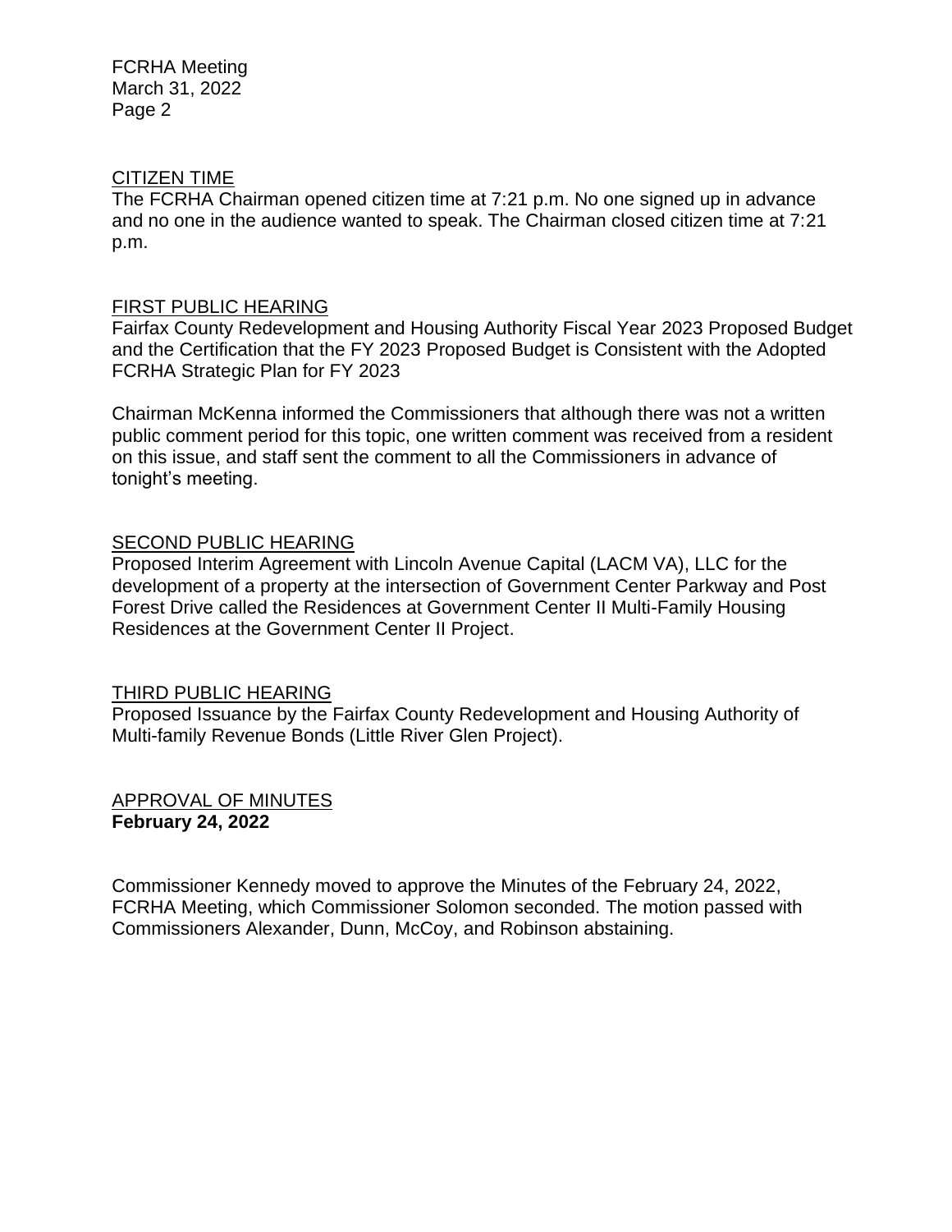## CITIZEN TIME

The FCRHA Chairman opened citizen time at 7:21 p.m. No one signed up in advance and no one in the audience wanted to speak. The Chairman closed citizen time at 7:21 p.m.

## FIRST PUBLIC HEARING

Fairfax County Redevelopment and Housing Authority Fiscal Year 2023 Proposed Budget and the Certification that the FY 2023 Proposed Budget is Consistent with the Adopted FCRHA Strategic Plan for FY 2023

Chairman McKenna informed the Commissioners that although there was not a written public comment period for this topic, one written comment was received from a resident on this issue, and staff sent the comment to all the Commissioners in advance of tonight's meeting.

## SECOND PUBLIC HEARING

Proposed Interim Agreement with Lincoln Avenue Capital (LACM VA), LLC for the development of a property at the intersection of Government Center Parkway and Post Forest Drive called the Residences at Government Center II Multi-Family Housing Residences at the Government Center II Project.

## THIRD PUBLIC HEARING

Proposed Issuance by the Fairfax County Redevelopment and Housing Authority of Multi-family Revenue Bonds (Little River Glen Project).

## APPROVAL OF MINUTES

**February 24, 2022**

Commissioner Kennedy moved to approve the Minutes of the February 24, 2022, FCRHA Meeting, which Commissioner Solomon seconded. The motion passed with Commissioners Alexander, Dunn, McCoy, and Robinson abstaining.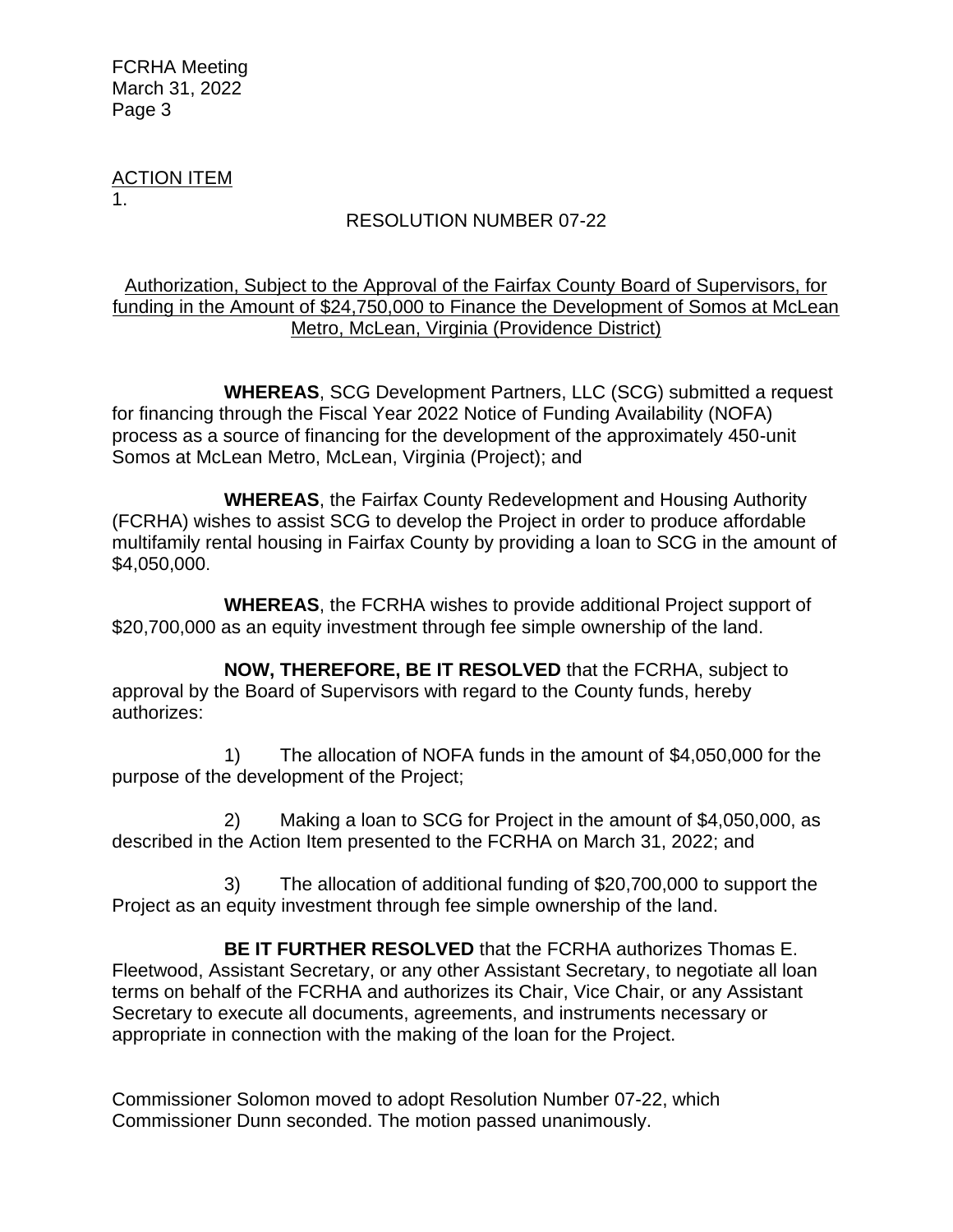ACTION ITEM
1.

RESOLUTION NUMBER 07-22

Authorization, Subject to the Approval of the Fairfax County Board of Supervisors, for funding in the Amount of $24,750,000 to Finance the Development of Somos at McLean Metro, McLean, Virginia (Providence District)

**WHEREAS**, SCG Development Partners, LLC (SCG) submitted a request for financing through the Fiscal Year 2022 Notice of Funding Availability (NOFA) process as a source of financing for the development of the approximately 450-unit Somos at McLean Metro, McLean, Virginia (Project); and

**WHEREAS**, the Fairfax County Redevelopment and Housing Authority (FCRHA) wishes to assist SCG to develop the Project in order to produce affordable multifamily rental housing in Fairfax County by providing a loan to SCG in the amount of $4,050,000.

**WHEREAS**, the FCRHA wishes to provide additional Project support of $20,700,000 as an equity investment through fee simple ownership of the land.

**NOW, THEREFORE, BE IT RESOLVED** that the FCRHA, subject to approval by the Board of Supervisors with regard to the County funds, hereby authorizes:

1) The allocation of NOFA funds in the amount of $4,050,000 for the purpose of the development of the Project;

2) Making a loan to SCG for Project in the amount of $4,050,000, as described in the Action Item presented to the FCRHA on March 31, 2022; and

3) The allocation of additional funding of $20,700,000 to support the Project as an equity investment through fee simple ownership of the land.

**BE IT FURTHER RESOLVED** that the FCRHA authorizes Thomas E. Fleetwood, Assistant Secretary, or any other Assistant Secretary, to negotiate all loan terms on behalf of the FCRHA and authorizes its Chair, Vice Chair, or any Assistant Secretary to execute all documents, agreements, and instruments necessary or appropriate in connection with the making of the loan for the Project.

Commissioner Solomon moved to adopt Resolution Number 07-22, which Commissioner Dunn seconded. The motion passed unanimously.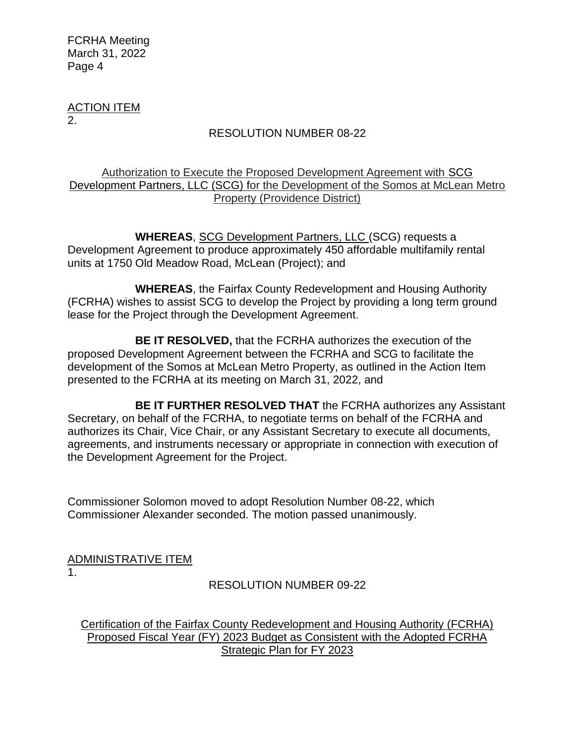ACTION ITEM
2.

RESOLUTION NUMBER 08-22

Authorization to Execute the Proposed Development Agreement with SCG Development Partners, LLC (SCG) for the Development of the Somos at McLean Metro Property (Providence District)

**WHEREAS**, SCG Development Partners, LLC (SCG) requests a Development Agreement to produce approximately 450 affordable multifamily rental units at 1750 Old Meadow Road, McLean (Project); and

**WHEREAS**, the Fairfax County Redevelopment and Housing Authority (FCRHA) wishes to assist SCG to develop the Project by providing a long term ground lease for the Project through the Development Agreement.

**BE IT RESOLVED,** that the FCRHA authorizes the execution of the proposed Development Agreement between the FCRHA and SCG to facilitate the development of the Somos at McLean Metro Property, as outlined in the Action Item presented to the FCRHA at its meeting on March 31, 2022, and

**BE IT FURTHER RESOLVED THAT** the FCRHA authorizes any Assistant Secretary, on behalf of the FCRHA, to negotiate terms on behalf of the FCRHA and authorizes its Chair, Vice Chair, or any Assistant Secretary to execute all documents, agreements, and instruments necessary or appropriate in connection with execution of the Development Agreement for the Project.

Commissioner Solomon moved to adopt Resolution Number 08-22, which Commissioner Alexander seconded. The motion passed unanimously.

ADMINISTRATIVE ITEM
1.

RESOLUTION NUMBER 09-22

Certification of the Fairfax County Redevelopment and Housing Authority (FCRHA) Proposed Fiscal Year (FY) 2023 Budget as Consistent with the Adopted FCRHA Strategic Plan for FY 2023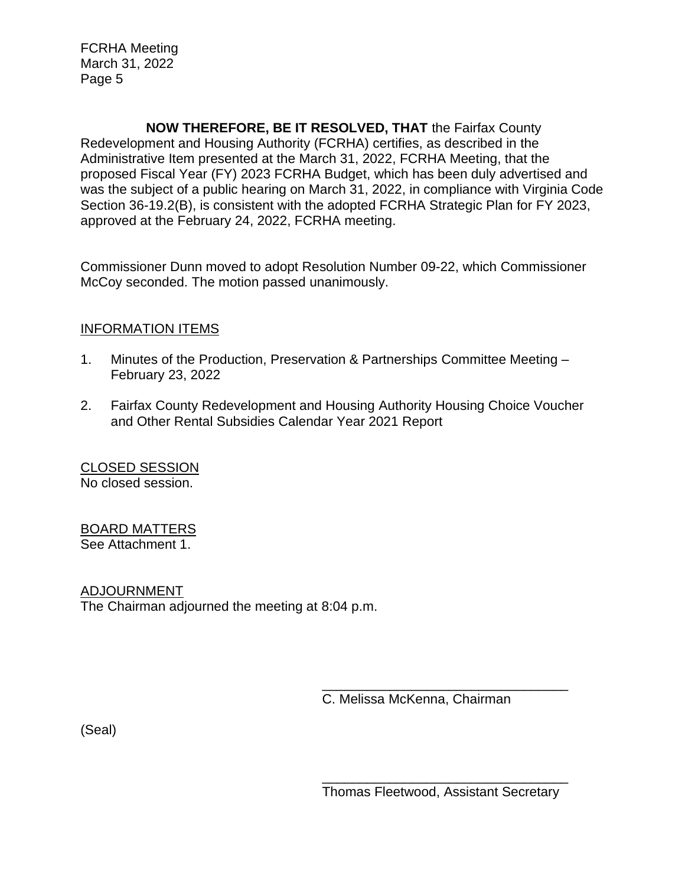**NOW THEREFORE, BE IT RESOLVED, THAT** the Fairfax County Redevelopment and Housing Authority (FCRHA) certifies, as described in the Administrative Item presented at the March 31, 2022, FCRHA Meeting, that the proposed Fiscal Year (FY) 2023 FCRHA Budget, which has been duly advertised and was the subject of a public hearing on March 31, 2022, in compliance with Virginia Code Section 36-19.2(B), is consistent with the adopted FCRHA Strategic Plan for FY 2023, approved at the February 24, 2022, FCRHA meeting.

Commissioner Dunn moved to adopt Resolution Number 09-22, which Commissioner McCoy seconded. The motion passed unanimously.

<u>INFORMATION ITEMS</u>

1. Minutes of the Production, Preservation & Partnerships Committee Meeting – February 23, 2022

2. Fairfax County Redevelopment and Housing Authority Housing Choice Voucher and Other Rental Subsidies Calendar Year 2021 Report

<u>CLOSED SESSION</u>

No closed session.

<u>BOARD MATTERS</u>

See Attachment 1.

<u>ADJOURNMENT</u>

The Chairman adjourned the meeting at 8:04 p.m.

\_\_\_\_\_\_\_\_\_\_\_\_\_\_\_\_\_\_\_\_\_\_\_\_\_\_\_\_\_\_\_\_\_\_

C. Melissa McKenna, Chairman

(Seal)

\_\_\_\_\_\_\_\_\_\_\_\_\_\_\_\_\_\_\_\_\_\_\_\_\_\_\_\_\_\_\_\_\_\_

Thomas Fleetwood, Assistant Secretary